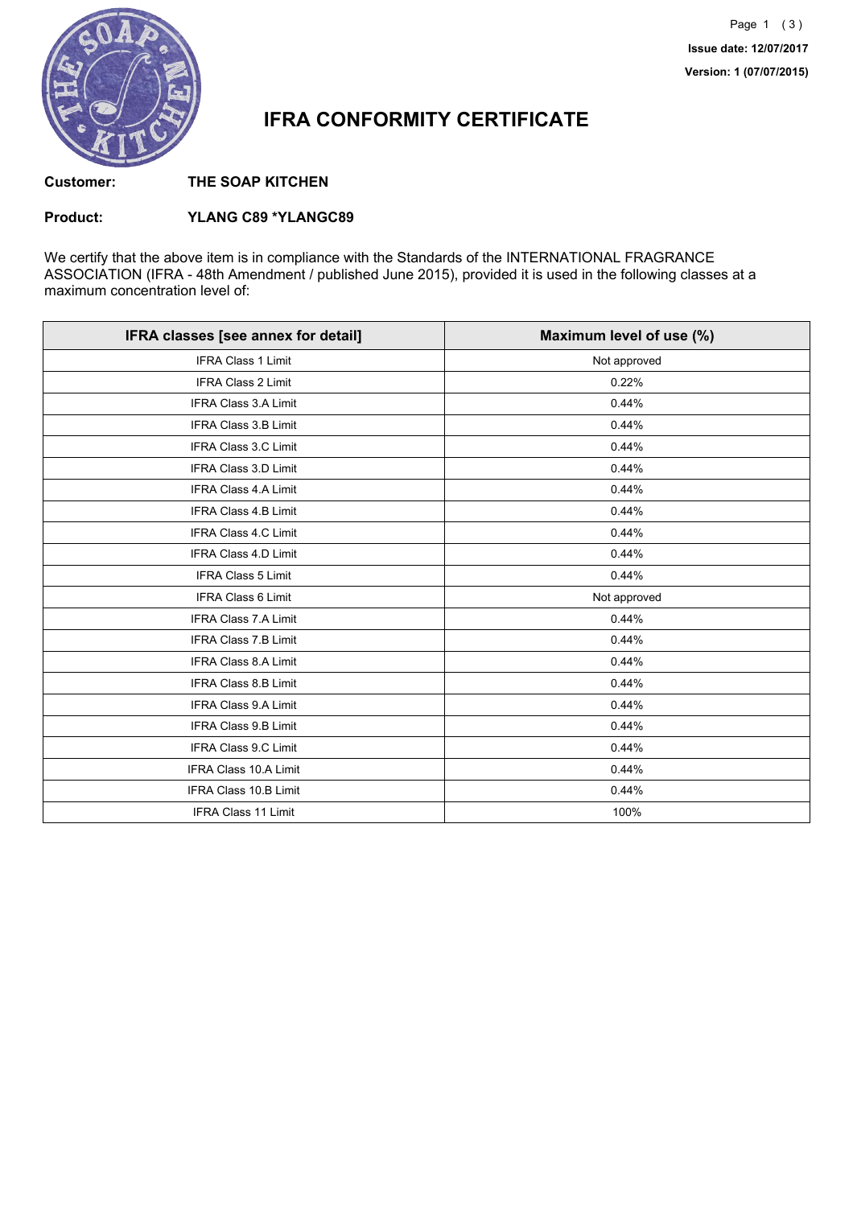Issue date: 12/07/2017

Version: 1 (07/07/2015)

# IFRA CONFORMITY CERTIFICATE

**Customer:** THE SOAP KITCHEN

**Product:** YLANG C89 *YLANGC89

We certify that the above item is in compliance with the Standards of the INTERNATIONAL FRAGRANCE ASSOCIATION (IFRA - 48th Amendment / published June 2015), provided it is used in the following classes at a maximum concentration level of:

| IFRA classes [see annex for detail] | Maximum level of use (%) |
|---|---|
| IFRA Class 1 Limit | Not approved |
| IFRA Class 2 Limit | 0.22% |
| IFRA Class 3.A Limit | 0.44% |
| IFRA Class 3.B Limit | 0.44% |
| IFRA Class 3.C Limit | 0.44% |
| IFRA Class 3.D Limit | 0.44% |
| IFRA Class 4.A Limit | 0.44% |
| IFRA Class 4.B Limit | 0.44% |
| IFRA Class 4.C Limit | 0.44% |
| IFRA Class 4.D Limit | 0.44% |
| IFRA Class 5 Limit | 0.44% |
| IFRA Class 6 Limit | Not approved |
| IFRA Class 7.A Limit | 0.44% |
| IFRA Class 7.B Limit | 0.44% |
| IFRA Class 8.A Limit | 0.44% |
| IFRA Class 8.B Limit | 0.44% |
| IFRA Class 9.A Limit | 0.44% |
| IFRA Class 9.B Limit | 0.44% |
| IFRA Class 9.C Limit | 0.44% |
| IFRA Class 10.A Limit | 0.44% |
| IFRA Class 10.B Limit | 0.44% |
| IFRA Class 11 Limit | 100% |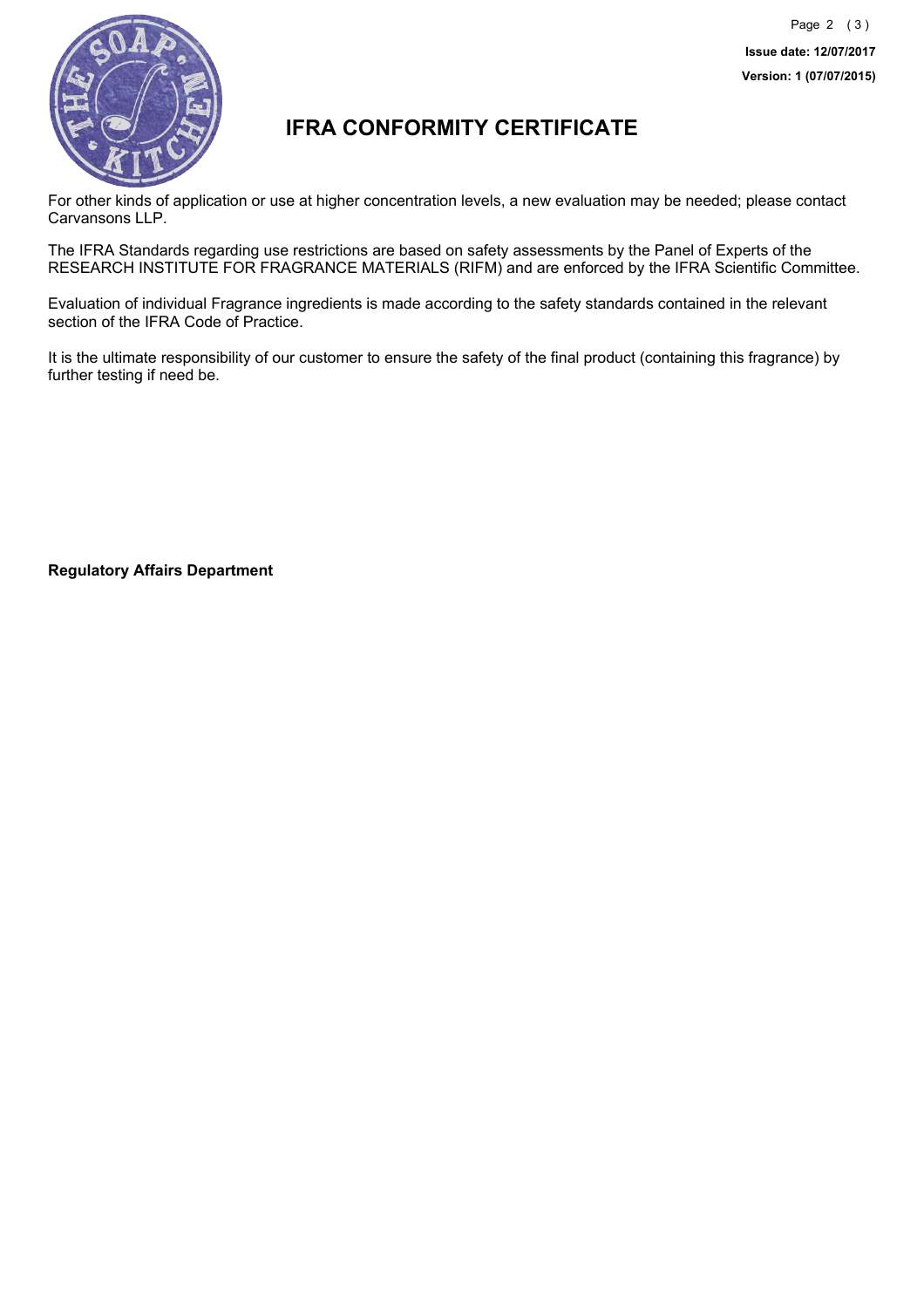**Issue date: 12/07/2017**

**Version: 1 (07/07/2015)**

# IFRA CONFORMITY CERTIFICATE

For other kinds of application or use at higher concentration levels, a new evaluation may be needed; please contact Carvansons LLP.

The IFRA Standards regarding use restrictions are based on safety assessments by the Panel of Experts of the RESEARCH INSTITUTE FOR FRAGRANCE MATERIALS (RIFM) and are enforced by the IFRA Scientific Committee.

Evaluation of individual Fragrance ingredients is made according to the safety standards contained in the relevant section of the IFRA Code of Practice.

It is the ultimate responsibility of our customer to ensure the safety of the final product (containing this fragrance) by further testing if need be.

**Regulatory Affairs Department**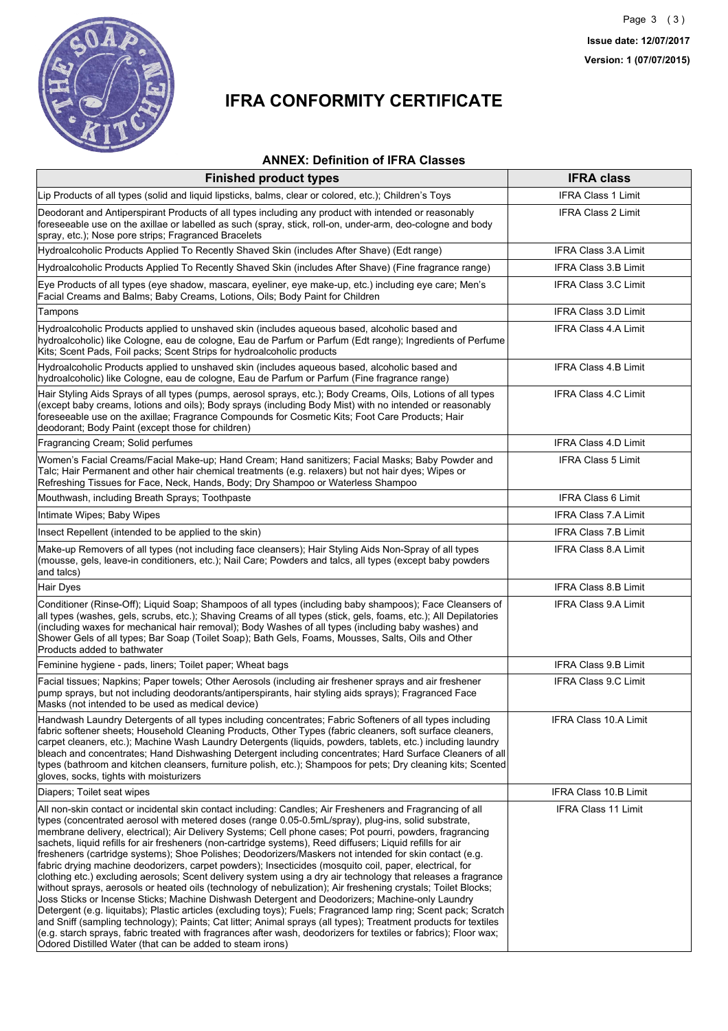Issue date: 12/07/2017
Version: 1 (07/07/2015)

# IFRA CONFORMITY CERTIFICATE

## ANNEX: Definition of IFRA Classes

| Finished product types | IFRA class |
|---|---|
| Lip Products of all types (solid and liquid lipsticks, balms, clear or colored, etc.); Children's Toys | IFRA Class 1 Limit |
| Deodorant and Antiperspirant Products of all types including any product with intended or reasonably foreseeable use on the axillae or labelled as such (spray, stick, roll-on, under-arm, deo-cologne and body spray, etc.); Nose pore strips; Fragranced Bracelets | IFRA Class 2 Limit |
| Hydroalcoholic Products Applied To Recently Shaved Skin (includes After Shave) (Edt range) | IFRA Class 3.A Limit |
| Hydroalcoholic Products Applied To Recently Shaved Skin (includes After Shave) (Fine fragrance range) | IFRA Class 3.B Limit |
| Eye Products of all types (eye shadow, mascara, eyeliner, eye make-up, etc.) including eye care; Men's Facial Creams and Balms; Baby Creams, Lotions, Oils; Body Paint for Children | IFRA Class 3.C Limit |
| Tampons | IFRA Class 3.D Limit |
| Hydroalcoholic Products applied to unshaved skin (includes aqueous based, alcoholic based and hydroalcoholic) like Cologne, eau de cologne, Eau de Parfum or Parfum (Edt range); Ingredients of Perfume Kits; Scent Pads, Foil packs; Scent Strips for hydroalcoholic products | IFRA Class 4.A Limit |
| Hydroalcoholic Products applied to unshaved skin (includes aqueous based, alcoholic based and hydroalcoholic) like Cologne, eau de cologne, Eau de Parfum or Parfum (Fine fragrance range) | IFRA Class 4.B Limit |
| Hair Styling Aids Sprays of all types (pumps, aerosol sprays, etc.); Body Creams, Oils, Lotions of all types (except baby creams, lotions and oils); Body sprays (including Body Mist) with no intended or reasonably foreseeable use on the axillae; Fragrance Compounds for Cosmetic Kits; Foot Care Products; Hair deodorant; Body Paint (except those for children) | IFRA Class 4.C Limit |
| Fragrancing Cream; Solid perfumes | IFRA Class 4.D Limit |
| Women's Facial Creams/Facial Make-up; Hand Cream; Hand sanitizers; Facial Masks; Baby Powder and Talc; Hair Permanent and other hair chemical treatments (e.g. relaxers) but not hair dyes; Wipes or Refreshing Tissues for Face, Neck, Hands, Body; Dry Shampoo or Waterless Shampoo | IFRA Class 5 Limit |
| Mouthwash, including Breath Sprays; Toothpaste | IFRA Class 6 Limit |
| Intimate Wipes; Baby Wipes | IFRA Class 7.A Limit |
| Insect Repellent (intended to be applied to the skin) | IFRA Class 7.B Limit |
| Make-up Removers of all types (not including face cleansers); Hair Styling Aids Non-Spray of all types (mousse, gels, leave-in conditioners, etc.); Nail Care; Powders and talcs, all types (except baby powders and talcs) | IFRA Class 8.A Limit |
| Hair Dyes | IFRA Class 8.B Limit |
| Conditioner (Rinse-Off); Liquid Soap; Shampoos of all types (including baby shampoos); Face Cleansers of all types (washes, gels, scrubs, etc.); Shaving Creams of all types (stick, gels, foams, etc.); All Depilatories (including waxes for mechanical hair removal); Body Washes of all types (including baby washes) and Shower Gels of all types; Bar Soap (Toilet Soap); Bath Gels, Foams, Mousses, Salts, Oils and Other Products added to bathwater | IFRA Class 9.A Limit |
| Feminine hygiene - pads, liners; Toilet paper; Wheat bags | IFRA Class 9.B Limit |
| Facial tissues; Napkins; Paper towels; Other Aerosols (including air freshener sprays and air freshener pump sprays, but not including deodorants/antiperspirants, hair styling aids sprays); Fragranced Face Masks (not intended to be used as medical device) | IFRA Class 9.C Limit |
| Handwash Laundry Detergents of all types including concentrates; Fabric Softeners of all types including fabric softener sheets; Household Cleaning Products, Other Types (fabric cleaners, soft surface cleaners, carpet cleaners, etc.); Machine Wash Laundry Detergents (liquids, powders, tablets, etc.) including laundry bleach and concentrates; Hand Dishwashing Detergent including concentrates; Hard Surface Cleaners of all types (bathroom and kitchen cleansers, furniture polish, etc.); Shampoos for pets; Dry cleaning kits; Scented gloves, socks, tights with moisturizers | IFRA Class 10.A Limit |
| Diapers; Toilet seat wipes | IFRA Class 10.B Limit |
| All non-skin contact or incidental skin contact including: Candles; Air Fresheners and Fragrancing of all types (concentrated aerosol with metered doses (range 0.05-0.5mL/spray), plug-ins, solid substrate, membrane delivery, electrical); Air Delivery Systems; Cell phone cases; Pot pourri, powders, fragrancing sachets, liquid refills for air fresheners (non-cartridge systems), Reed diffusers; Liquid refills for air fresheners (cartridge systems); Shoe Polishes; Deodorizers/Maskers not intended for skin contact (e.g. fabric drying machine deodorizers, carpet powders); Insecticides (mosquito coil, paper, electrical, for clothing etc.) excluding aerosols; Scent delivery system using a dry air technology that releases a fragrance without sprays, aerosols or heated oils (technology of nebulization); Air freshening crystals; Toilet Blocks; Joss Sticks or Incense Sticks; Machine Dishwash Detergent and Deodorizers; Machine-only Laundry Detergent (e.g. liquitabs); Plastic articles (excluding toys); Fuels; Fragranced lamp ring; Scent pack; Scratch and Sniff (sampling technology); Paints; Cat litter; Animal sprays (all types); Treatment products for textiles (e.g. starch sprays, fabric treated with fragrances after wash, deodorizers for textiles or fabrics); Floor wax; Odored Distilled Water (that can be added to steam irons) | IFRA Class 11 Limit |